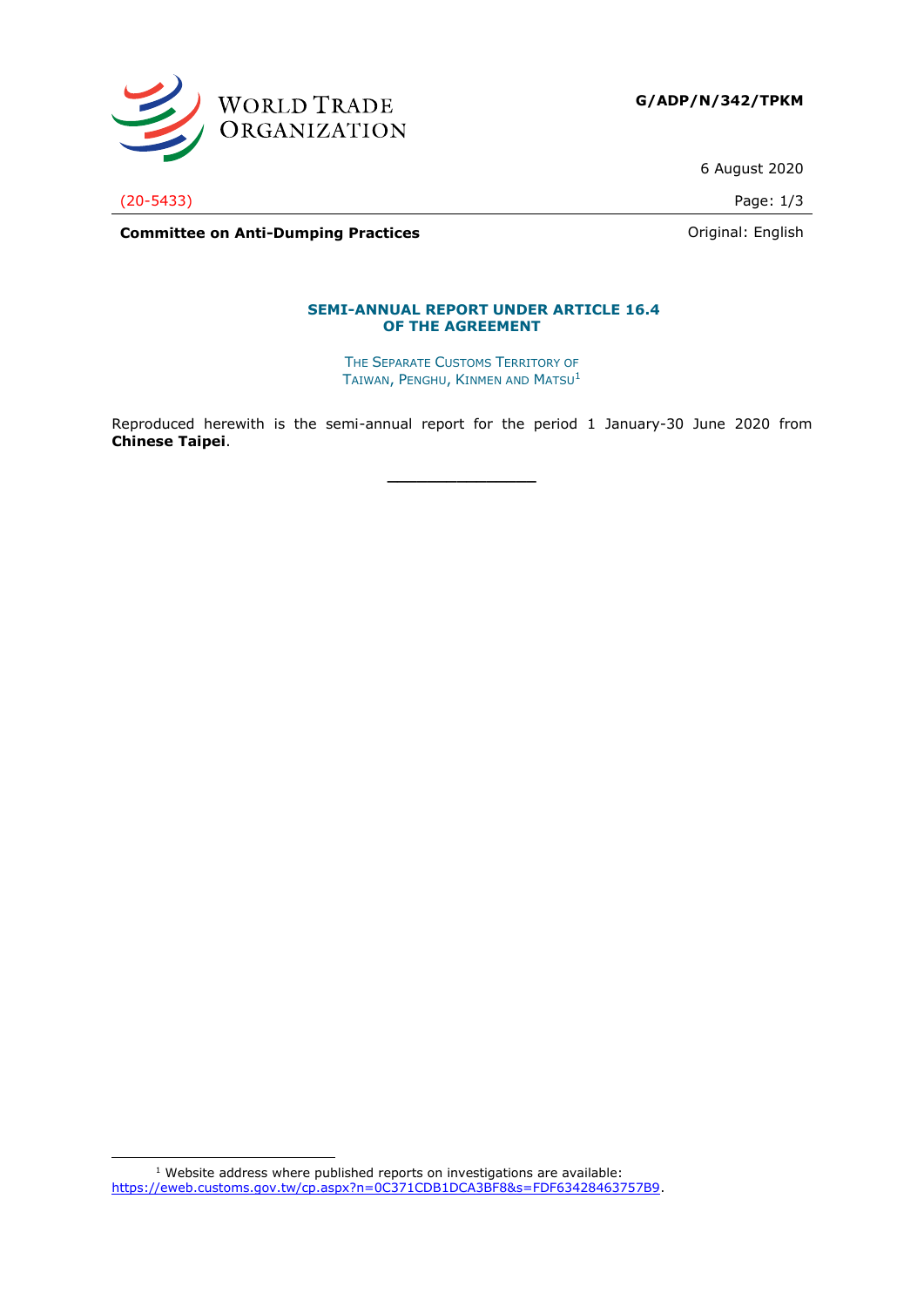WORLD TRADE ORGANIZATION

**G/ADP/N/342/TPKM**

6 August 2020

(20-5433)

**Committee on Anti-Dumping Practices**

Original: English

## SEMI-ANNUAL REPORT UNDER ARTICLE 16.4 OF THE AGREEMENT

THE SEPARATE CUSTOMS TERRITORY OF TAIWAN, PENGHU, KINMEN AND MATSU[1]

Reproduced herewith is the semi-annual report for the period 1 January-30 June 2020 from **Chinese Taipei**.

---

[1] Website address where published reports on investigations are available: https://eweb.customs.gov.tw/cp.aspx?n=0C371CDB1DCA3BF8&s=FDF63428463757B9.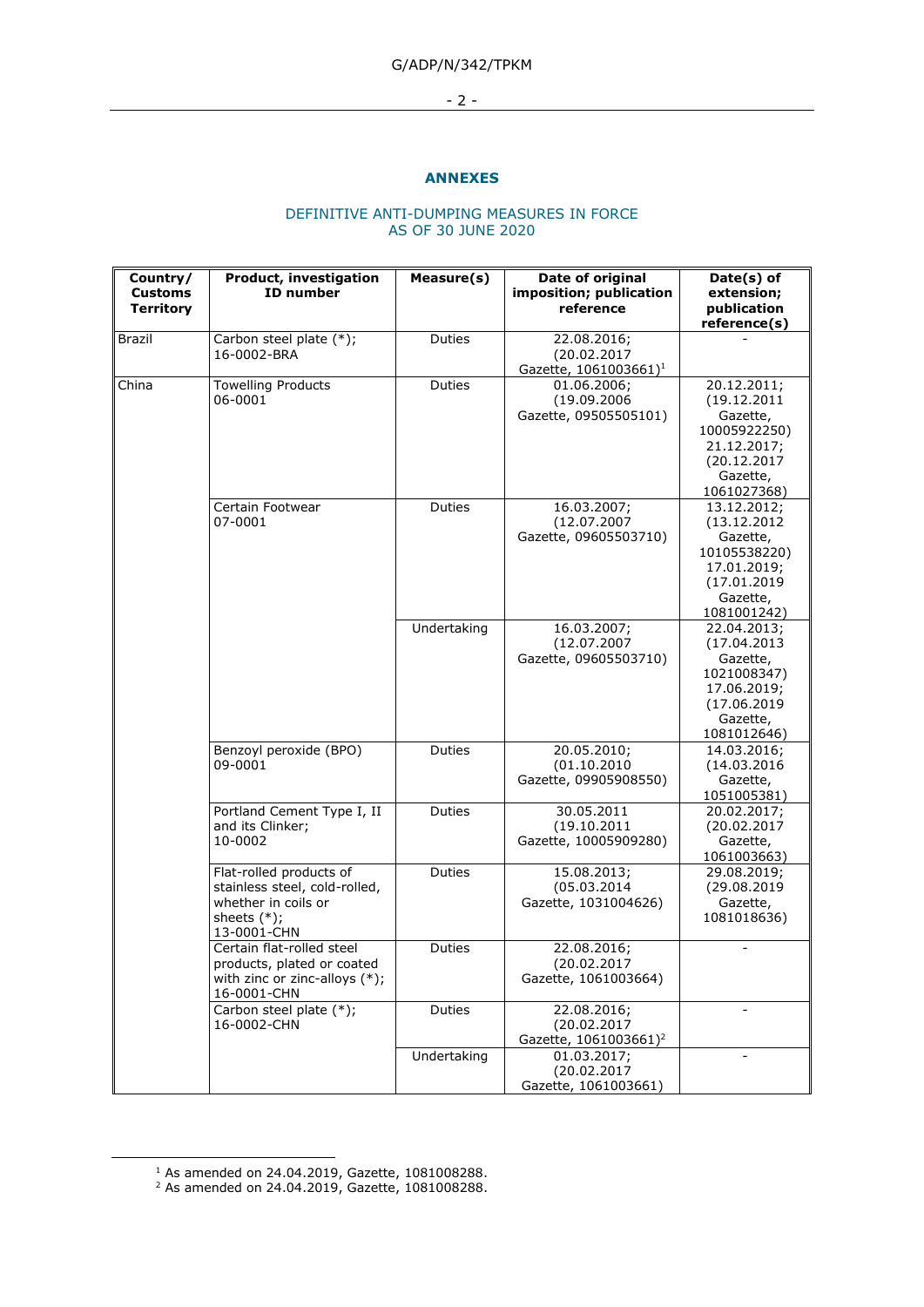## ANNEXES

DEFINITIVE ANTI-DUMPING MEASURES IN FORCE
AS OF 30 JUNE 2020

| Country/ Customs Territory | Product, investigation ID number | Measure(s) | Date of original imposition; publication reference | Date(s) of extension; publication reference(s) |
|---|---|---|---|---|
| Brazil | Carbon steel plate (*); 16-0002-BRA | Duties | 22.08.2016; (20.02.2017 Gazette, 1061003661)[1] | - |
| China | Towelling Products 06-0001 | Duties | 01.06.2006; (19.09.2006 Gazette, 09505505101) | 20.12.2011; (19.12.2011 Gazette, 10005922250) 21.12.2017; (20.12.2017 Gazette, 1061027368) |
| | Certain Footwear 07-0001 | Duties | 16.03.2007; (12.07.2007 Gazette, 09605503710) | 13.12.2012; (13.12.2012 Gazette, 10105538220) 17.01.2019; (17.01.2019 Gazette, 1081001242) |
| | | Undertaking | 16.03.2007; (12.07.2007 Gazette, 09605503710) | 22.04.2013; (17.04.2013 Gazette, 1021008347) 17.06.2019; (17.06.2019 Gazette, 1081012646) |
| | Benzoyl peroxide (BPO) 09-0001 | Duties | 20.05.2010; (01.10.2010 Gazette, 09905908550) | 14.03.2016; (14.03.2016 Gazette, 1051005381) |
| | Portland Cement Type I, II and its Clinker; 10-0002 | Duties | 30.05.2011 (19.10.2011 Gazette, 10005909280) | 20.02.2017; (20.02.2017 Gazette, 1061003663) |
| | Flat-rolled products of stainless steel, cold-rolled, whether in coils or sheets (*); 13-0001-CHN | Duties | 15.08.2013; (05.03.2014 Gazette, 1031004626) | 29.08.2019; (29.08.2019 Gazette, 1081018636) |
| | Certain flat-rolled steel products, plated or coated with zinc or zinc-alloys (*); 16-0001-CHN | Duties | 22.08.2016; (20.02.2017 Gazette, 1061003664) | - |
| | Carbon steel plate (*); 16-0002-CHN | Duties | 22.08.2016; (20.02.2017 Gazette, 1061003661)[2] | - |
| | | Undertaking | 01.03.2017; (20.02.2017 Gazette, 1061003661) | - |

[1] As amended on 24.04.2019, Gazette, 1081008288.
[2] As amended on 24.04.2019, Gazette, 1081008288.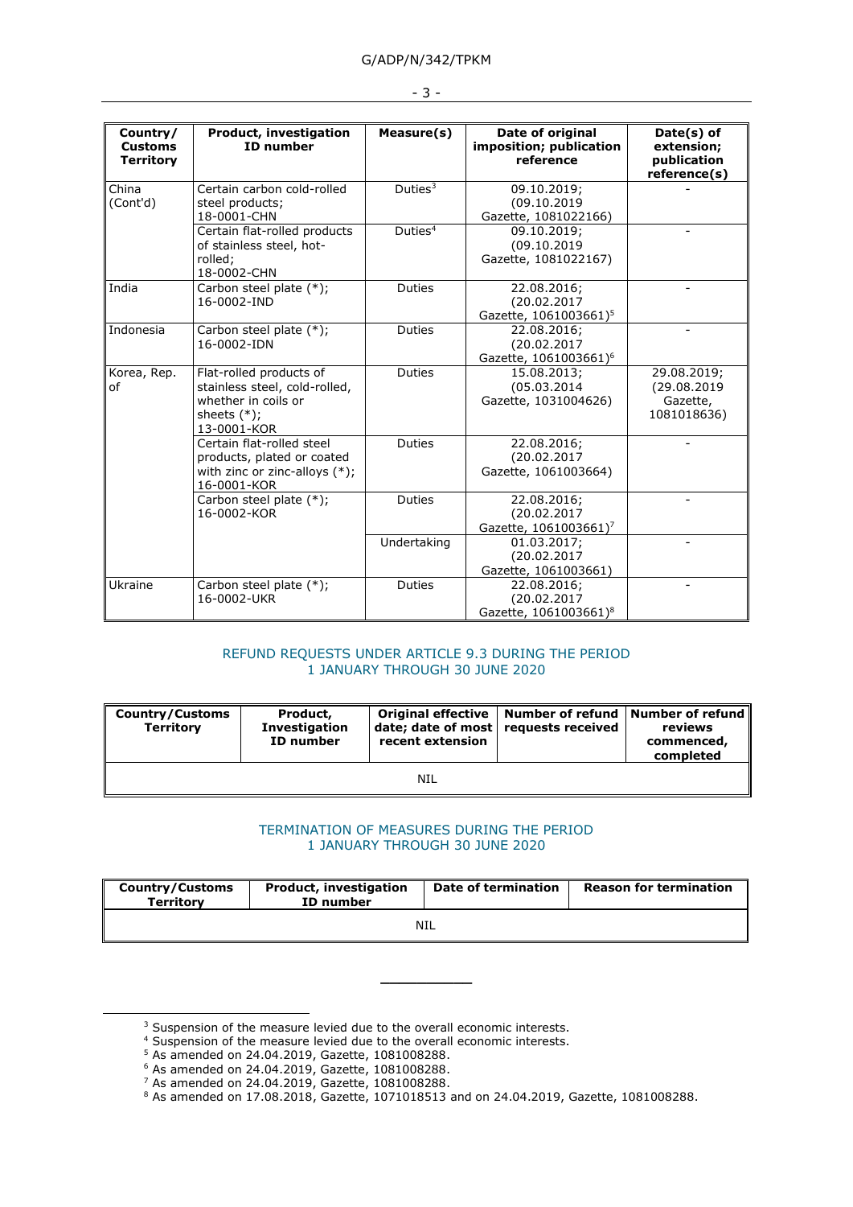| Country/ Customs Territory | Product, investigation ID number | Measure(s) | Date of original imposition; publication reference | Date(s) of extension; publication reference(s) |
|---|---|---|---|---|
| China (Cont'd) | Certain carbon cold-rolled steel products; 18-0001-CHN | Duties[3] | 09.10.2019; (09.10.2019 Gazette, 1081022166) | - |
| | Certain flat-rolled products of stainless steel, hot-rolled; 18-0002-CHN | Duties[4] | 09.10.2019; (09.10.2019 Gazette, 1081022167) | - |
| India | Carbon steel plate (*); 16-0002-IND | Duties | 22.08.2016; (20.02.2017 Gazette, 1061003661)[5] | - |
| Indonesia | Carbon steel plate (*); 16-0002-IDN | Duties | 22.08.2016; (20.02.2017 Gazette, 1061003661)[6] | - |
| Korea, Rep. of | Flat-rolled products of stainless steel, cold-rolled, whether in coils or sheets (*); 13-0001-KOR | Duties | 15.08.2013; (05.03.2014 Gazette, 1031004626) | 29.08.2019; (29.08.2019 Gazette, 1081018636) |
| | Certain flat-rolled steel products, plated or coated with zinc or zinc-alloys (*); 16-0001-KOR | Duties | 22.08.2016; (20.02.2017 Gazette, 1061003664) | - |
| | Carbon steel plate (*); 16-0002-KOR | Duties | 22.08.2016; (20.02.2017 Gazette, 1061003661)[7] | - |
| | | Undertaking | 01.03.2017; (20.02.2017 Gazette, 1061003661) | - |
| Ukraine | Carbon steel plate (*); 16-0002-UKR | Duties | 22.08.2016; (20.02.2017 Gazette, 1061003661)[8] | - |

## REFUND REQUESTS UNDER ARTICLE 9.3 DURING THE PERIOD 1 JANUARY THROUGH 30 JUNE 2020

| Country/Customs Territory | Product, Investigation ID number | Original effective date; date of most recent extension | Number of refund requests received | Number of refund reviews commenced, completed |
|---|---|---|---|---|
| NIL | | | | |

## TERMINATION OF MEASURES DURING THE PERIOD 1 JANUARY THROUGH 30 JUNE 2020

| Country/Customs Territory | Product, investigation ID number | Date of termination | Reason for termination |
|---|---|---|---|
| NIL | | | |

---

[3] Suspension of the measure levied due to the overall economic interests.

[4] Suspension of the measure levied due to the overall economic interests.

[5] As amended on 24.04.2019, Gazette, 1081008288.

[6] As amended on 24.04.2019, Gazette, 1081008288.

[7] As amended on 24.04.2019, Gazette, 1081008288.

[8] As amended on 17.08.2018, Gazette, 1071018513 and on 24.04.2019, Gazette, 1081008288.